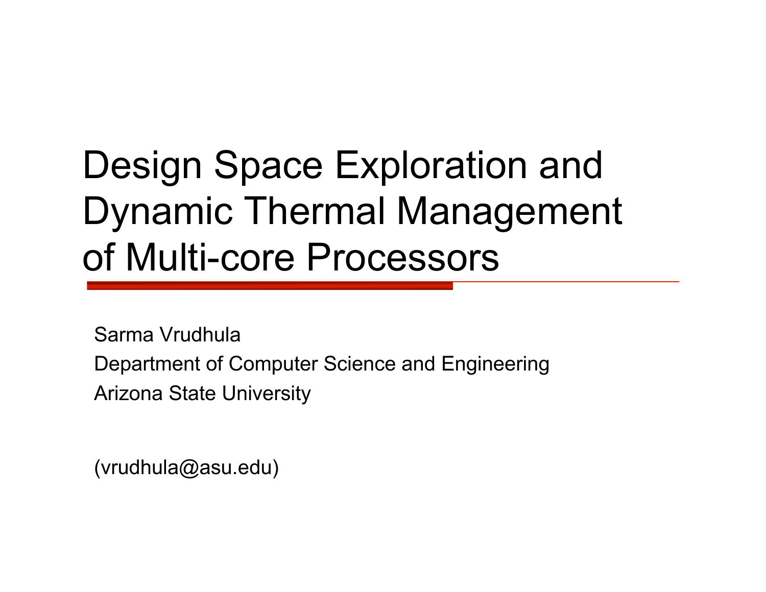# Design Space Exploration and Dynamic Thermal Management of Multi-core Processors

Sarma Vrudhula

Department of Computer Science and Engineering

Arizona State University

(vrudhula@asu.edu)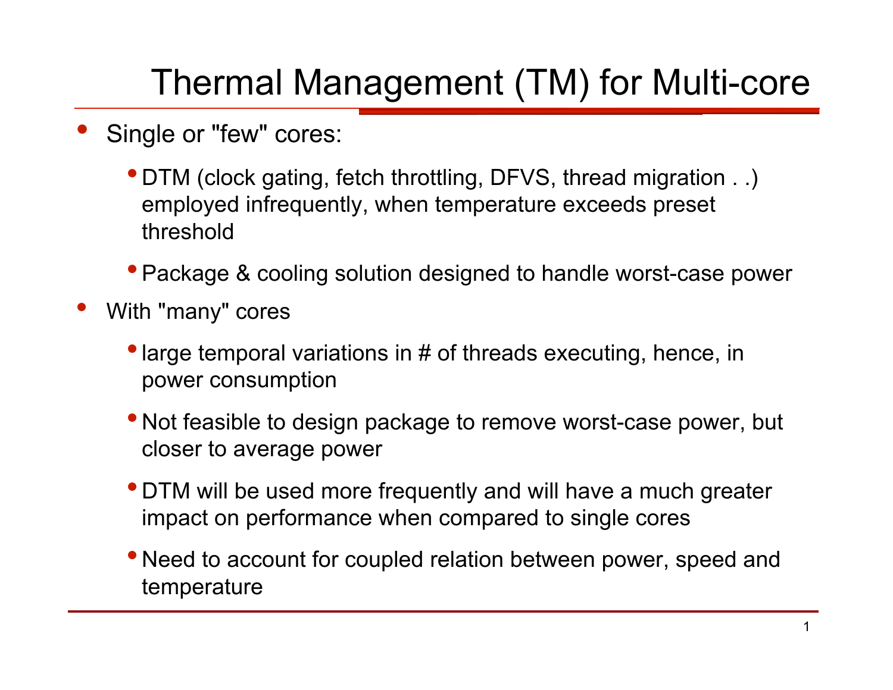# Thermal Management (TM) for Multi-core

- Single or "few" cores:
  - DTM (clock gating, fetch throttling, DFVS, thread migration . .) employed infrequently, when temperature exceeds preset threshold
  - Package & cooling solution designed to handle worst-case power
- With "many" cores
  - large temporal variations in # of threads executing, hence, in power consumption
  - Not feasible to design package to remove worst-case power, but closer to average power
  - DTM will be used more frequently and will have a much greater impact on performance when compared to single cores
  - Need to account for coupled relation between power, speed and temperature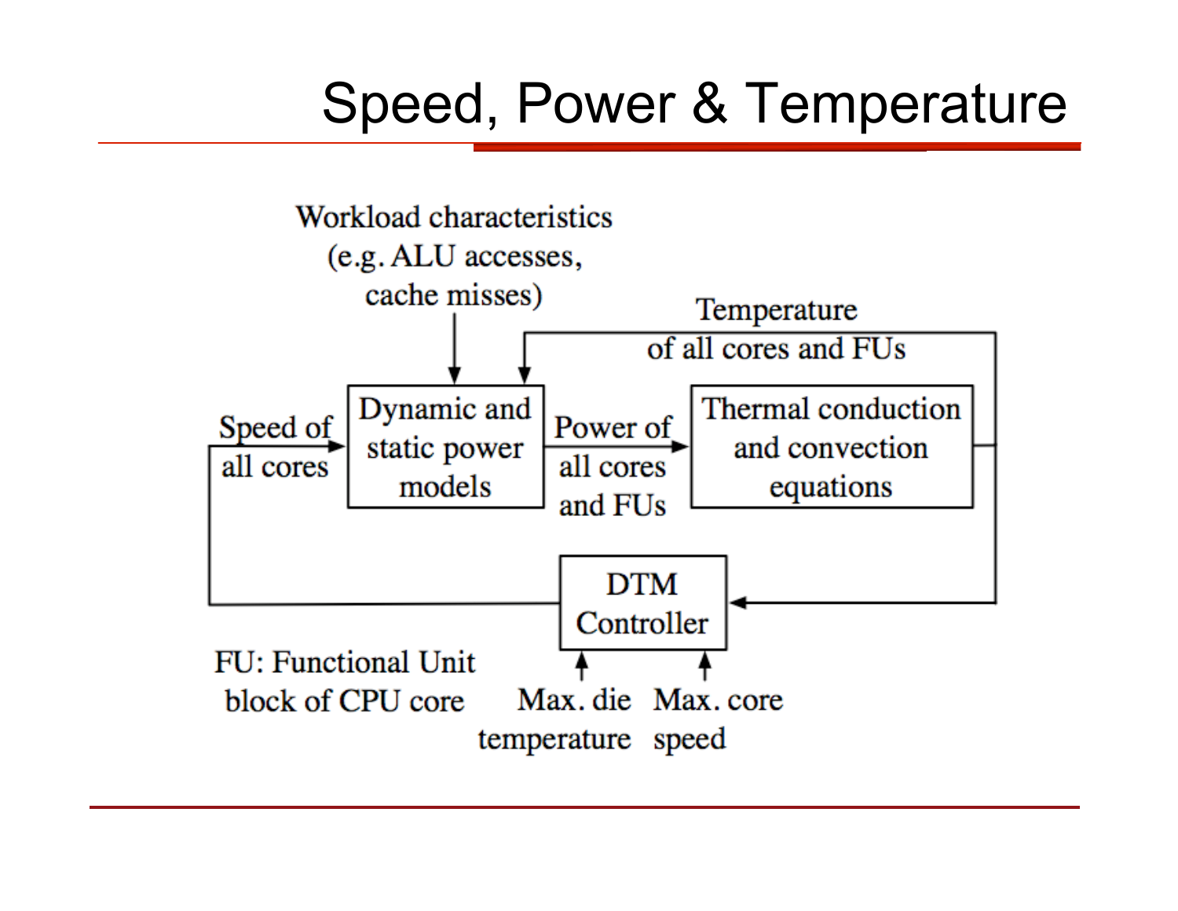# Speed, Power & Temperature

Workload characteristics (e.g. ALU accesses, cache misses)

Temperature of all cores and FUs

Speed of all cores

Dynamic and static power models

Power of all cores and FUs

Thermal conduction and convection equations

DTM Controller

FU: Functional Unit block of CPU core

Max. die temperature

Max. core speed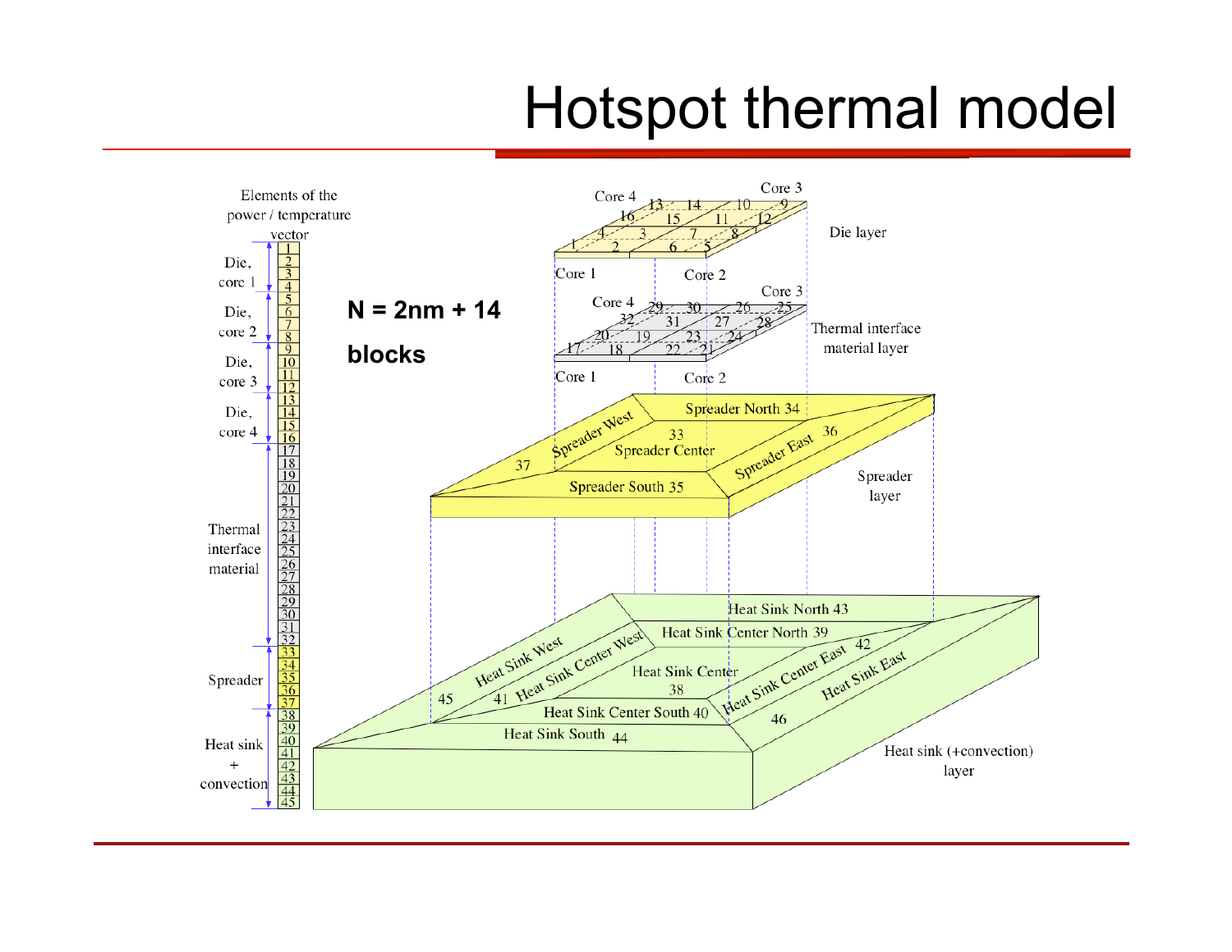# Hotspot thermal model

**N = 2nm + 14**

**blocks**

Elements of the power / temperature vector

| Group | Elements |
|---|---|
| Die, core 1 | 1–4 |
| Die, core 2 | 5–8 |
| Die, core 3 | 9–12 |
| Die, core 4 | 13–16 |
| Thermal interface material | 17–32 |
| Spreader | 33–37 |
| Heat sink + convection | 38–45 |

Die layer: Core 1 (1, 2, 3, 4), Core 2 (5, 6, 7, 8), Core 3 (9, 10, 11, 12), Core 4 (13, 14, 15, 16)

Thermal interface material layer: Core 1 (17, 18, 19, 20), Core 2 (21, 22, 23, 24), Core 3 (25, 26, 27, 28), Core 4 (29, 30, 31, 32)

Spreader layer: Spreader Center 33, Spreader North 34, Spreader South 35, Spreader East 36, Spreader West 37

Heat sink (+convection) layer: Heat Sink Center 38, Heat Sink Center North 39, Heat Sink Center South 40, Heat Sink Center West 41, Heat Sink Center East 42, Heat Sink North 43, Heat Sink South 44, Heat Sink West 45, Heat Sink East 46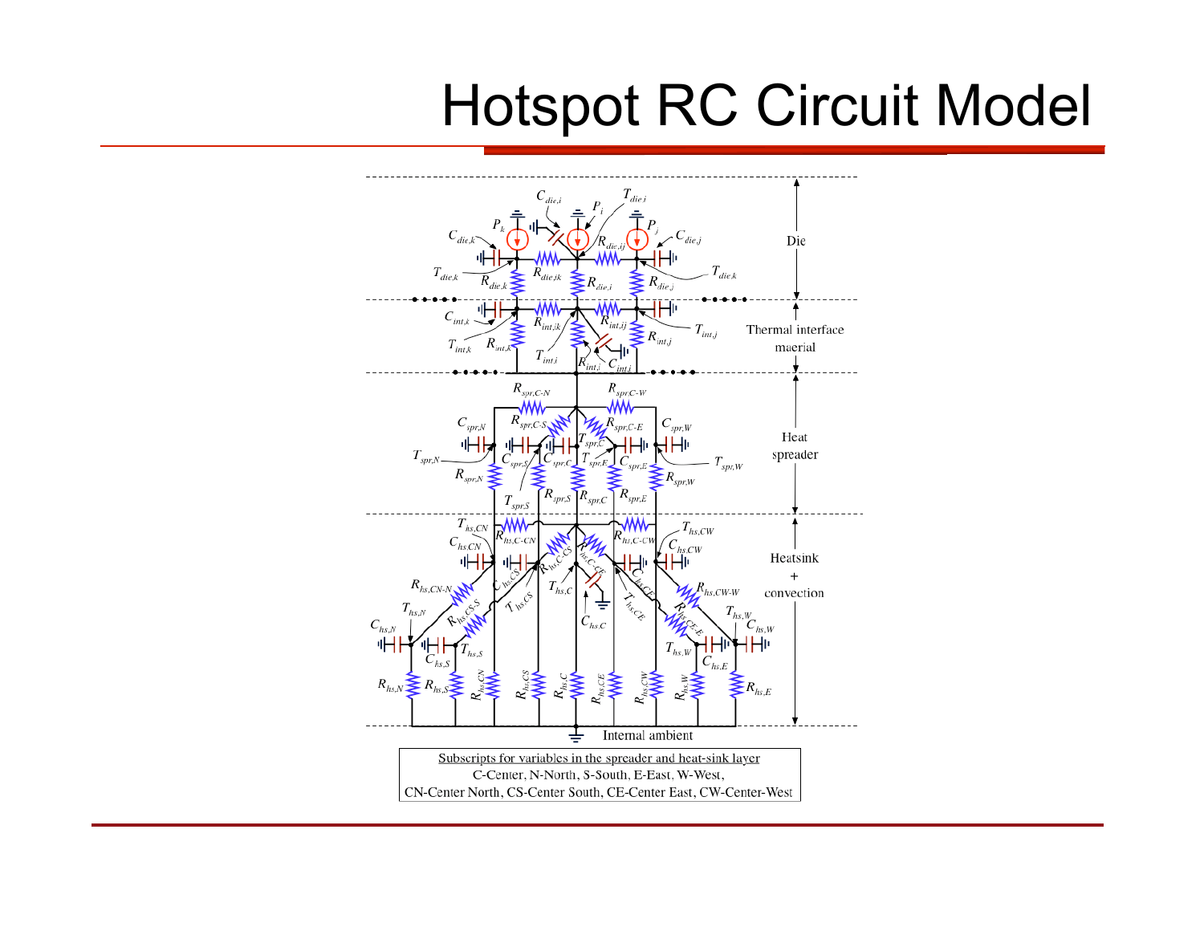# Hotspot RC Circuit Model

Die

Thermal interface maerial

Heat spreader

Heatsink + convection

Internal ambient

Subscripts for variables in the spreader and heat-sink layer
C-Center, N-North, S-South, E-East, W-West,
CN-Center North, CS-Center South, CE-Center East, CW-Center-West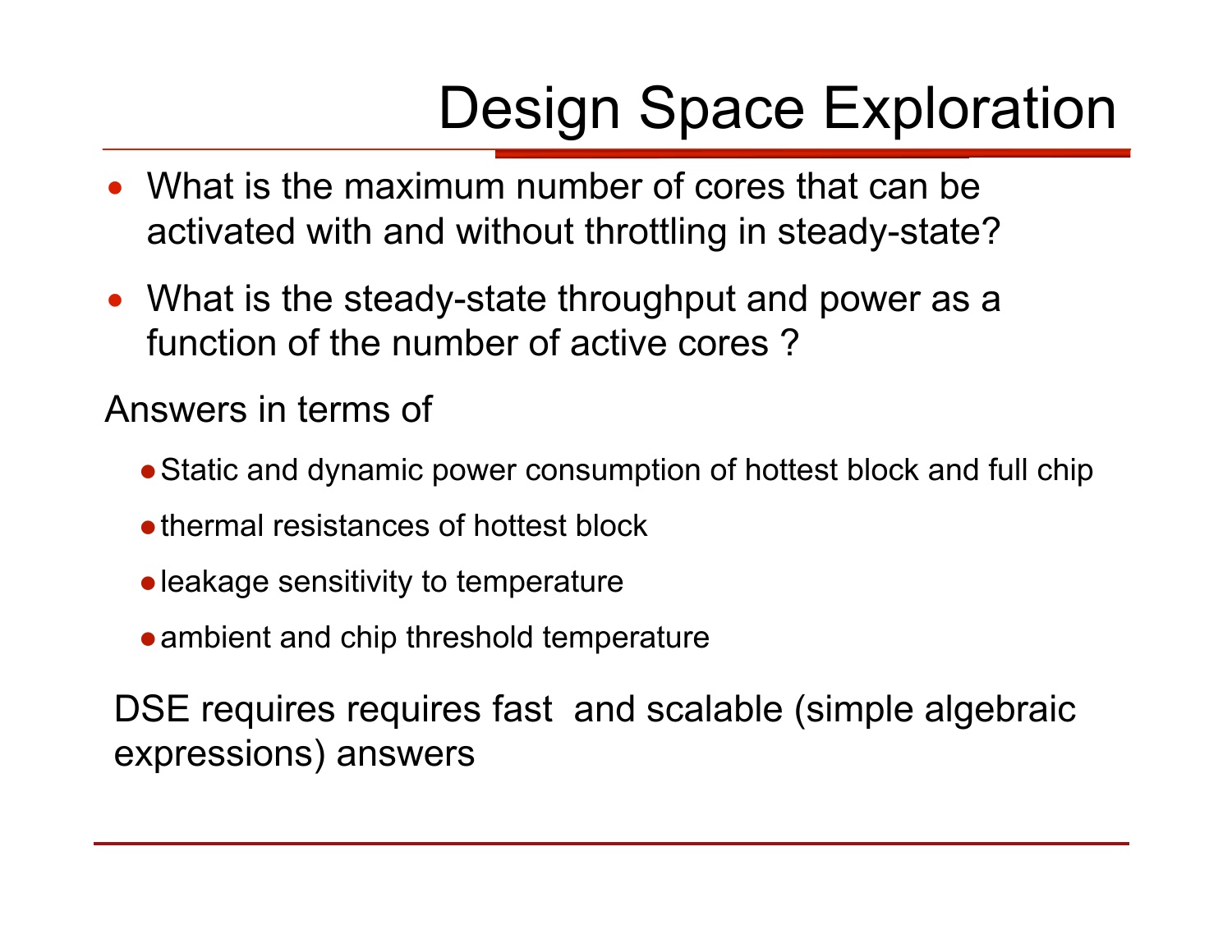# Design Space Exploration

- What is the maximum number of cores that can be activated with and without throttling in steady-state?
- What is the steady-state throughput and power as a function of the number of active cores ?

Answers in terms of

- Static and dynamic power consumption of hottest block and full chip
- thermal resistances of hottest block
- leakage sensitivity to temperature
- ambient and chip threshold temperature

DSE requires requires fast and scalable (simple algebraic expressions) answers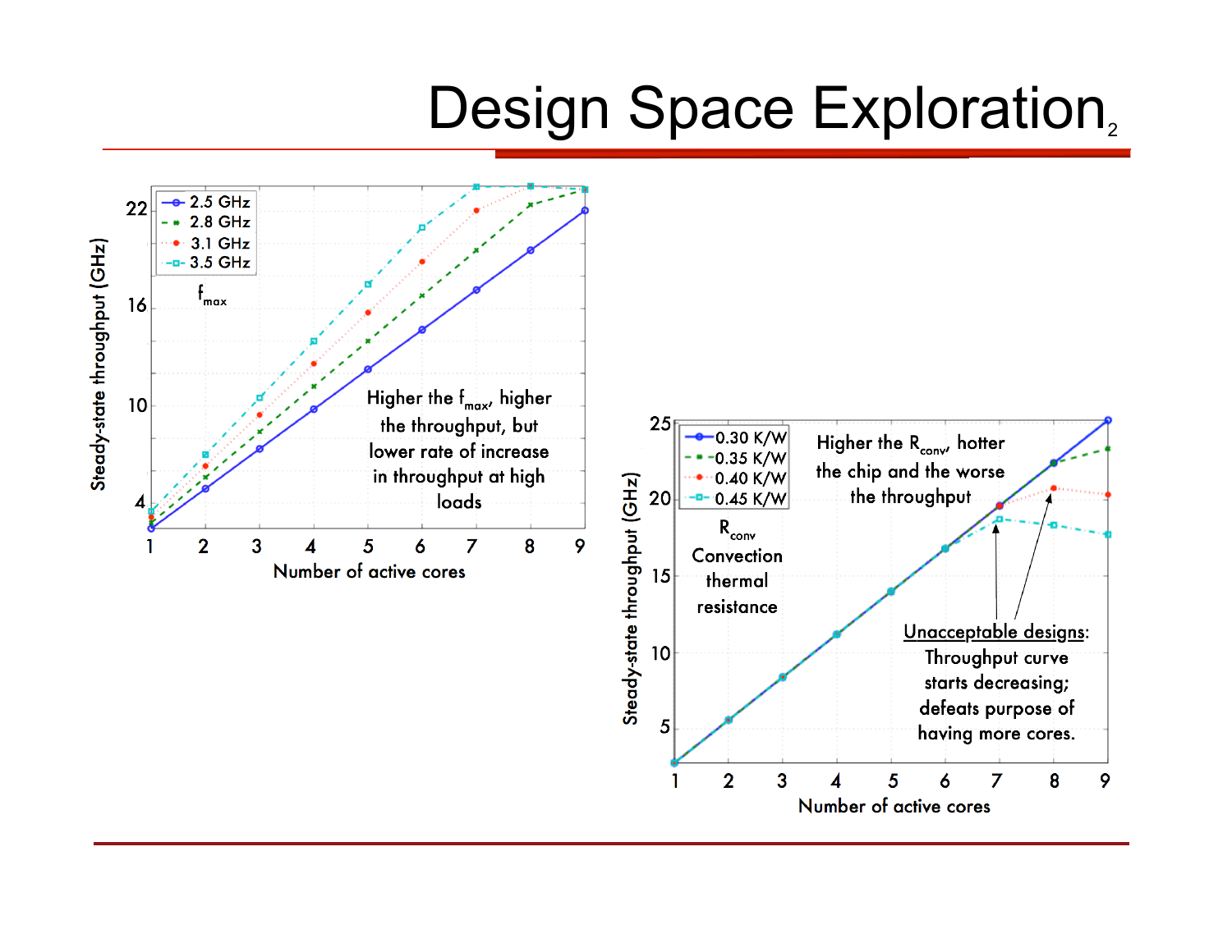# Design Space Exploration$_2$

Higher the $f_{max}$, higher the throughput, but lower rate of increase in throughput at high loads

Higher the $R_{conv}$, hotter the chip and the worse the throughput

$R_{conv}$ Convection thermal resistance

Unacceptable designs: Throughput curve starts decreasing; defeats purpose of having more cores.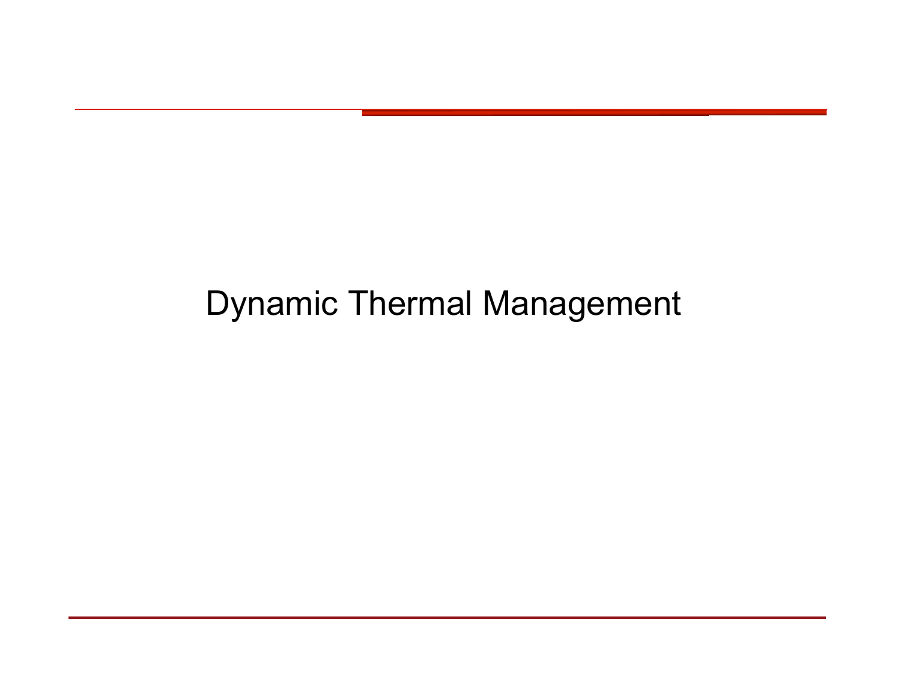# Dynamic Thermal Management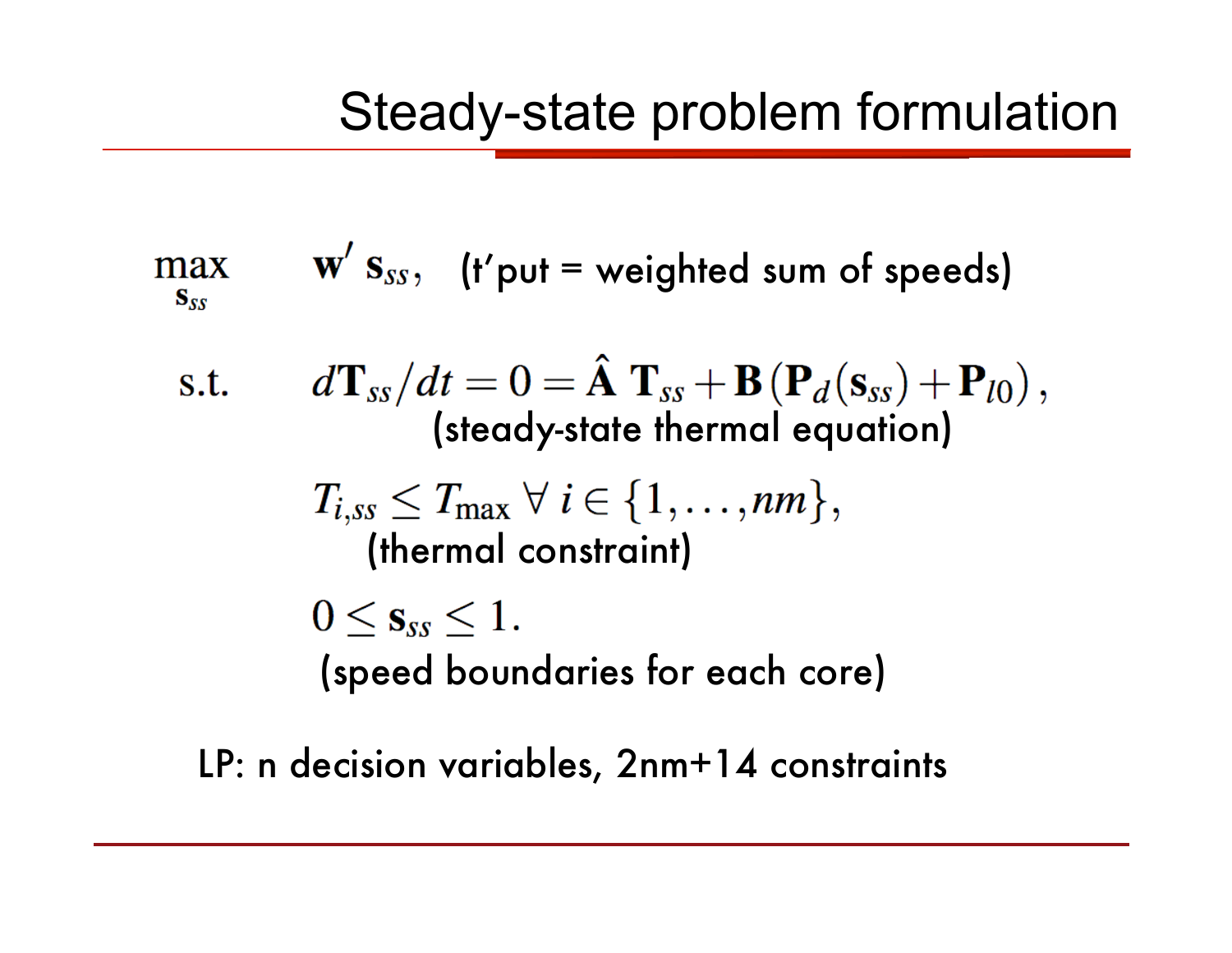# Steady-state problem formulation

$$\max_{\mathbf{s}_{ss}} \quad \mathbf{w}' \, \mathbf{s}_{ss},$$ (t'put = weighted sum of speeds)

$$\text{s.t.} \quad d\mathbf{T}_{ss}/dt = 0 = \hat{\mathbf{A}} \, \mathbf{T}_{ss} + \mathbf{B} \left( \mathbf{P}_d(\mathbf{s}_{ss}) + \mathbf{P}_{l0} \right),$$

(steady-state thermal equation)

$$T_{i,ss} \leq T_{\max} \; \forall \, i \in \{1, \ldots, nm\},$$

(thermal constraint)

$$0 \leq \mathbf{s}_{ss} \leq 1.$$

(speed boundaries for each core)

LP: n decision variables, 2nm+14 constraints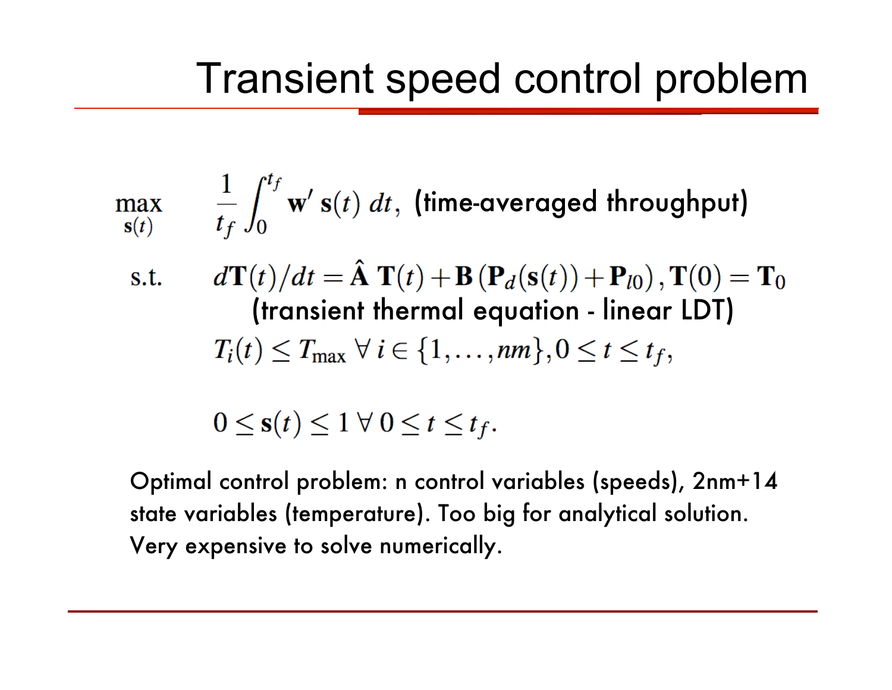# Transient speed control problem

$$\max_{\mathbf{s}(t)} \quad \frac{1}{t_f}\int_0^{t_f} \mathbf{w}'\,\mathbf{s}(t)\,dt,$$ (time-averaged throughput)

s.t. $$d\mathbf{T}(t)/dt = \hat{\mathbf{A}}\,\mathbf{T}(t) + \mathbf{B}\left(\mathbf{P}_d(\mathbf{s}(t)) + \mathbf{P}_{l0}\right), \mathbf{T}(0) = \mathbf{T}_0$$

(transient thermal equation - linear LDT)

$$T_i(t) \leq T_{\max}\ \forall\, i \in \{1,\ldots,nm\}, 0 \leq t \leq t_f,$$

$$0 \leq \mathbf{s}(t) \leq 1\ \forall\ 0 \leq t \leq t_f.$$

Optimal control problem: n control variables (speeds), 2nm+14 state variables (temperature). Too big for analytical solution. Very expensive to solve numerically.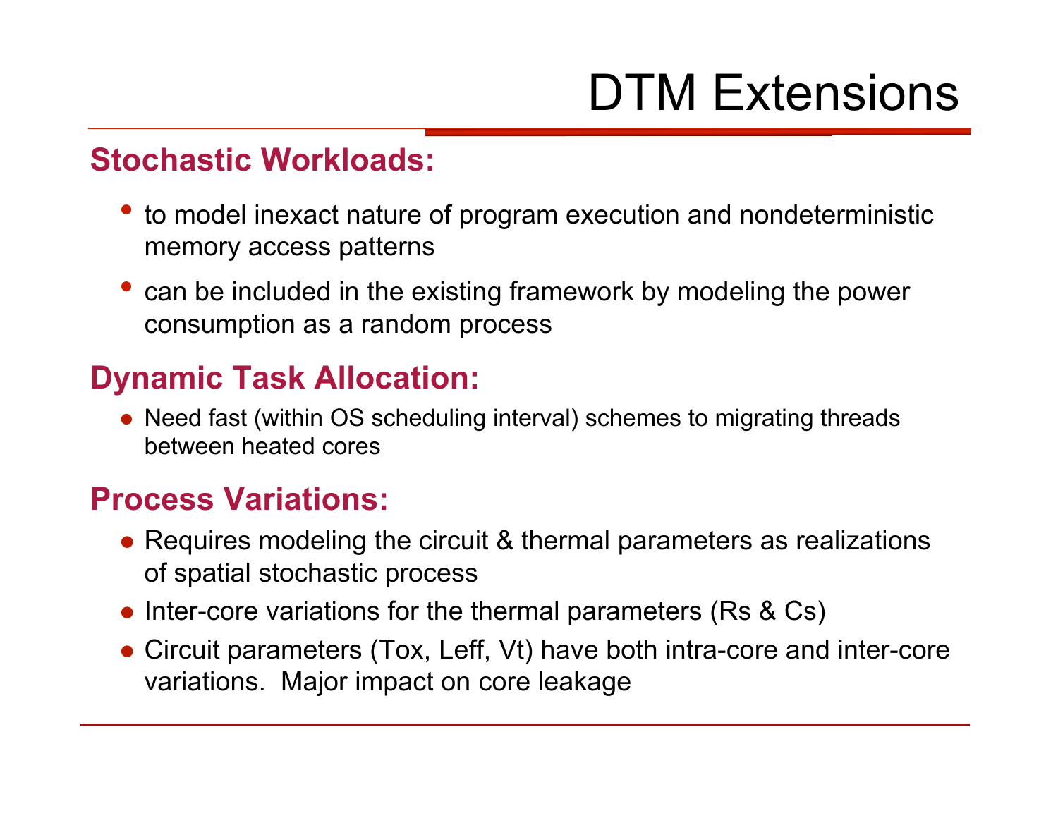# DTM Extensions

## Stochastic Workloads:

- to model inexact nature of program execution and nondeterministic memory access patterns
- can be included in the existing framework by modeling the power consumption as a random process

## Dynamic Task Allocation:

- Need fast (within OS scheduling interval) schemes to migrating threads between heated cores

## Process Variations:

- Requires modeling the circuit & thermal parameters as realizations of spatial stochastic process
- Inter-core variations for the thermal parameters (Rs & Cs)
- Circuit parameters (Tox, Leff, Vt) have both intra-core and inter-core variations. Major impact on core leakage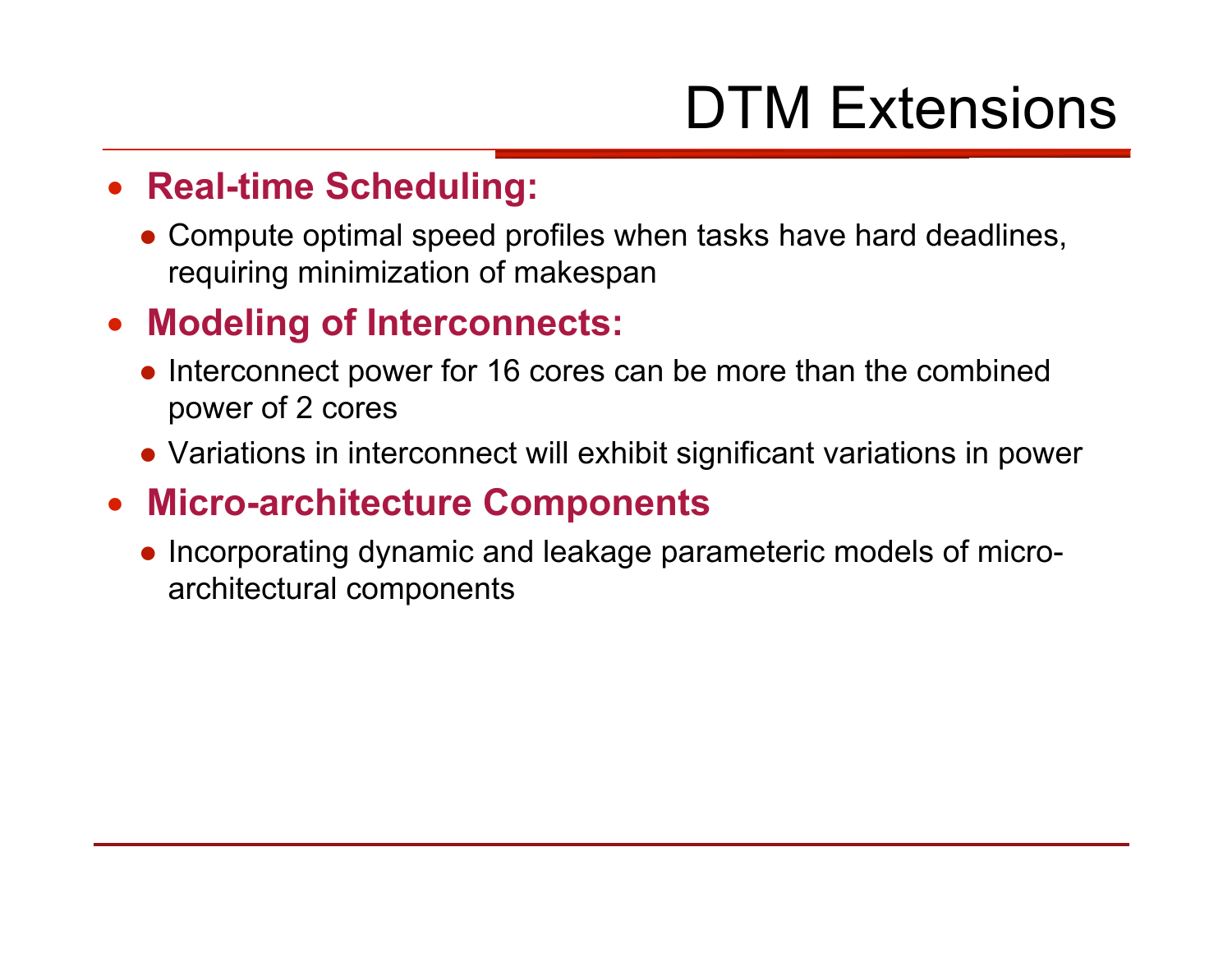# DTM Extensions

- **Real-time Scheduling:**
  - Compute optimal speed profiles when tasks have hard deadlines, requiring minimization of makespan
- **Modeling of Interconnects:**
  - Interconnect power for 16 cores can be more than the combined power of 2 cores
  - Variations in interconnect will exhibit significant variations in power
- **Micro-architecture Components**
  - Incorporating dynamic and leakage parameteric models of micro-architectural components